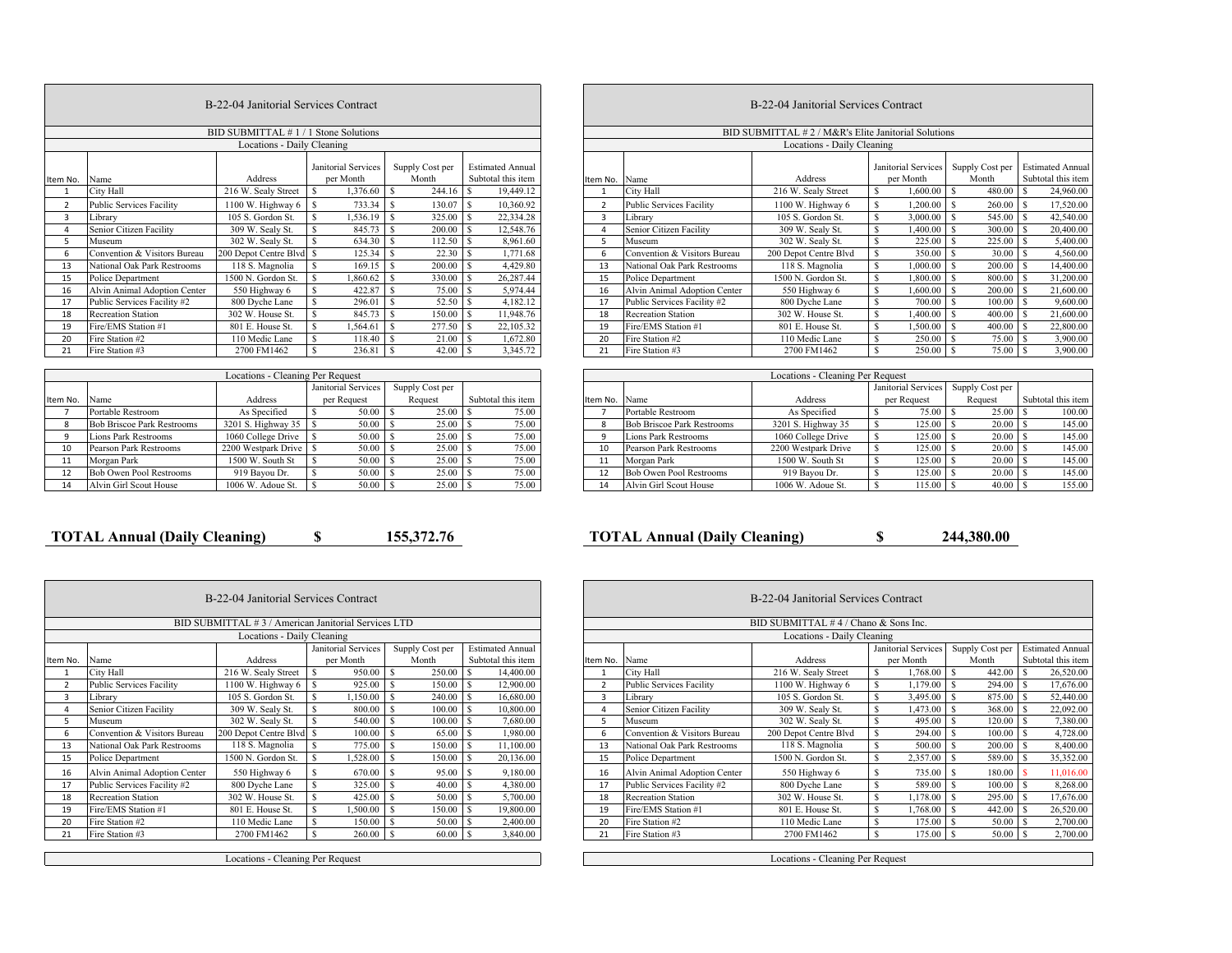## B-22-04 Janitorial Services Contract

### BID SUBMITTAL # 1 / 1 Stone Solutions

**Locations - Daily Cleaning**

| Item No. | Name | Address | Janitorial Services per Month | Supply Cost per Month | Estimated Annual Subtotal this item |
|---|---|---|---|---|---|
| 1 | City Hall | 216 W. Sealy Street | $ 1,376.60 | $ 244.16 | $ 19,449.12 |
| 2 | Public Services Facility | 1100 W. Highway 6 | $ 733.34 | $ 130.07 | $ 10,360.92 |
| 3 | Library | 105 S. Gordon St. | $ 1,536.19 | $ 325.00 | $ 22,334.28 |
| 4 | Senior Citizen Facility | 309 W. Sealy St. | $ 845.73 | $ 200.00 | $ 12,548.76 |
| 5 | Museum | 302 W. Sealy St. | $ 634.30 | $ 112.50 | $ 8,961.60 |
| 6 | Convention & Visitors Bureau | 200 Depot Centre Blvd | $ 125.34 | $ 22.30 | $ 1,771.68 |
| 13 | National Oak Park Restrooms | 118 S. Magnolia | $ 169.15 | $ 200.00 | $ 4,429.80 |
| 15 | Police Department | 1500 N. Gordon St. | $ 1,860.62 | $ 330.00 | $ 26,287.44 |
| 16 | Alvin Animal Adoption Center | 550 Highway 6 | $ 422.87 | $ 75.00 | $ 5,974.44 |
| 17 | Public Services Facility #2 | 800 Dyche Lane | $ 296.01 | $ 52.50 | $ 4,182.12 |
| 18 | Recreation Station | 302 W. House St. | $ 845.73 | $ 150.00 | $ 11,948.76 |
| 19 | Fire/EMS Station #1 | 801 E. House St. | $ 1,564.61 | $ 277.50 | $ 22,105.32 |
| 20 | Fire Station #2 | 110 Medic Lane | $ 118.40 | $ 21.00 | $ 1,672.80 |
| 21 | Fire Station #3 | 2700 FM1462 | $ 236.81 | $ 42.00 | $ 3,345.72 |

**Locations - Cleaning Per Request**

| Item No. | Name | Address | Janitorial Services per Request | Supply Cost per Request | Subtotal this item |
|---|---|---|---|---|---|
| 7 | Portable Restroom | As Specified | $ 50.00 | $ 25.00 | $ 75.00 |
| 8 | Bob Briscoe Park Restrooms | 3201 S. Highway 35 | $ 50.00 | $ 25.00 | $ 75.00 |
| 9 | Lions Park Restrooms | 1060 College Drive | $ 50.00 | $ 25.00 | $ 75.00 |
| 10 | Pearson Park Restrooms | 2200 Westpark Drive | $ 50.00 | $ 25.00 | $ 75.00 |
| 11 | Morgan Park | 1500 W. South St | $ 50.00 | $ 25.00 | $ 75.00 |
| 12 | Bob Owen Pool Restrooms | 919 Bayou Dr. | $ 50.00 | $ 25.00 | $ 75.00 |
| 14 | Alvin Girl Scout House | 1006 W. Adoue St. | $ 50.00 | $ 25.00 | $ 75.00 |

**TOTAL Annual (Daily Cleaning) $ 155,372.76**

## B-22-04 Janitorial Services Contract

### BID SUBMITTAL # 2 / M&R's Elite Janitorial Solutions

**Locations - Daily Cleaning**

| Item No. | Name | Address | Janitorial Services per Month | Supply Cost per Month | Estimated Annual Subtotal this item |
|---|---|---|---|---|---|
| 1 | City Hall | 216 W. Sealy Street | $ 1,600.00 | $ 480.00 | $ 24,960.00 |
| 2 | Public Services Facility | 1100 W. Highway 6 | $ 1,200.00 | $ 260.00 | $ 17,520.00 |
| 3 | Library | 105 S. Gordon St. | $ 3,000.00 | $ 545.00 | $ 42,540.00 |
| 4 | Senior Citizen Facility | 309 W. Sealy St. | $ 1,400.00 | $ 300.00 | $ 20,400.00 |
| 5 | Museum | 302 W. Sealy St. | $ 225.00 | $ 225.00 | $ 5,400.00 |
| 6 | Convention & Visitors Bureau | 200 Depot Centre Blvd | $ 350.00 | $ 30.00 | $ 4,560.00 |
| 13 | National Oak Park Restrooms | 118 S. Magnolia | $ 1,000.00 | $ 200.00 | $ 14,400.00 |
| 15 | Police Department | 1500 N. Gordon St. | $ 1,800.00 | $ 800.00 | $ 31,200.00 |
| 16 | Alvin Animal Adoption Center | 550 Highway 6 | $ 1,600.00 | $ 200.00 | $ 21,600.00 |
| 17 | Public Services Facility #2 | 800 Dyche Lane | $ 700.00 | $ 100.00 | $ 9,600.00 |
| 18 | Recreation Station | 302 W. House St. | $ 1,400.00 | $ 400.00 | $ 21,600.00 |
| 19 | Fire/EMS Station #1 | 801 E. House St. | $ 1,500.00 | $ 400.00 | $ 22,800.00 |
| 20 | Fire Station #2 | 110 Medic Lane | $ 250.00 | $ 75.00 | $ 3,900.00 |
| 21 | Fire Station #3 | 2700 FM1462 | $ 250.00 | $ 75.00 | $ 3,900.00 |

**Locations - Cleaning Per Request**

| Item No. | Name | Address | Janitorial Services per Request | Supply Cost per Request | Subtotal this item |
|---|---|---|---|---|---|
| 7 | Portable Restroom | As Specified | $ 75.00 | $ 25.00 | $ 100.00 |
| 8 | Bob Briscoe Park Restrooms | 3201 S. Highway 35 | $ 125.00 | $ 20.00 | $ 145.00 |
| 9 | Lions Park Restrooms | 1060 College Drive | $ 125.00 | $ 20.00 | $ 145.00 |
| 10 | Pearson Park Restrooms | 2200 Westpark Drive | $ 125.00 | $ 20.00 | $ 145.00 |
| 11 | Morgan Park | 1500 W. South St | $ 125.00 | $ 20.00 | $ 145.00 |
| 12 | Bob Owen Pool Restrooms | 919 Bayou Dr. | $ 125.00 | $ 20.00 | $ 145.00 |
| 14 | Alvin Girl Scout House | 1006 W. Adoue St. | $ 115.00 | $ 40.00 | $ 155.00 |

**TOTAL Annual (Daily Cleaning) $ 244,380.00**

## B-22-04 Janitorial Services Contract

### BID SUBMITTAL # 3 / American Janitorial Services LTD

**Locations - Daily Cleaning**

| Item No. | Name | Address | Janitorial Services per Month | Supply Cost per Month | Estimated Annual Subtotal this item |
|---|---|---|---|---|---|
| 1 | City Hall | 216 W. Sealy Street | $ 950.00 | $ 250.00 | $ 14,400.00 |
| 2 | Public Services Facility | 1100 W. Highway 6 | $ 925.00 | $ 150.00 | $ 12,900.00 |
| 3 | Library | 105 S. Gordon St. | $ 1,150.00 | $ 240.00 | $ 16,680.00 |
| 4 | Senior Citizen Facility | 309 W. Sealy St. | $ 800.00 | $ 100.00 | $ 10,800.00 |
| 5 | Museum | 302 W. Sealy St. | $ 540.00 | $ 100.00 | $ 7,680.00 |
| 6 | Convention & Visitors Bureau | 200 Depot Centre Blvd | $ 100.00 | $ 65.00 | $ 1,980.00 |
| 13 | National Oak Park Restrooms | 118 S. Magnolia | $ 775.00 | $ 150.00 | $ 11,100.00 |
| 15 | Police Department | 1500 N. Gordon St. | $ 1,528.00 | $ 150.00 | $ 20,136.00 |
| 16 | Alvin Animal Adoption Center | 550 Highway 6 | $ 670.00 | $ 95.00 | $ 9,180.00 |
| 17 | Public Services Facility #2 | 800 Dyche Lane | $ 325.00 | $ 40.00 | $ 4,380.00 |
| 18 | Recreation Station | 302 W. House St. | $ 425.00 | $ 50.00 | $ 5,700.00 |
| 19 | Fire/EMS Station #1 | 801 E. House St. | $ 1,500.00 | $ 150.00 | $ 19,800.00 |
| 20 | Fire Station #2 | 110 Medic Lane | $ 150.00 | $ 50.00 | $ 2,400.00 |
| 21 | Fire Station #3 | 2700 FM1462 | $ 260.00 | $ 60.00 | $ 3,840.00 |

**Locations - Cleaning Per Request**

## B-22-04 Janitorial Services Contract

### BID SUBMITTAL # 4 / Chano & Sons Inc.

**Locations - Daily Cleaning**

| Item No. | Name | Address | Janitorial Services per Month | Supply Cost per Month | Estimated Annual Subtotal this item |
|---|---|---|---|---|---|
| 1 | City Hall | 216 W. Sealy Street | $ 1,768.00 | $ 442.00 | $ 26,520.00 |
| 2 | Public Services Facility | 1100 W. Highway 6 | $ 1,179.00 | $ 294.00 | $ 17,676.00 |
| 3 | Library | 105 S. Gordon St. | $ 3,495.00 | $ 875.00 | $ 52,440.00 |
| 4 | Senior Citizen Facility | 309 W. Sealy St. | $ 1,473.00 | $ 368.00 | $ 22,092.00 |
| 5 | Museum | 302 W. Sealy St. | $ 495.00 | $ 120.00 | $ 7,380.00 |
| 6 | Convention & Visitors Bureau | 200 Depot Centre Blvd | $ 294.00 | $ 100.00 | $ 4,728.00 |
| 13 | National Oak Park Restrooms | 118 S. Magnolia | $ 500.00 | $ 200.00 | $ 8,400.00 |
| 15 | Police Department | 1500 N. Gordon St. | $ 2,357.00 | $ 589.00 | $ 35,352.00 |
| 16 | Alvin Animal Adoption Center | 550 Highway 6 | $ 735.00 | $ 180.00 | $ 11,016.00 |
| 17 | Public Services Facility #2 | 800 Dyche Lane | $ 589.00 | $ 100.00 | $ 8,268.00 |
| 18 | Recreation Station | 302 W. House St. | $ 1,178.00 | $ 295.00 | $ 17,676.00 |
| 19 | Fire/EMS Station #1 | 801 E. House St. | $ 1,768.00 | $ 442.00 | $ 26,520.00 |
| 20 | Fire Station #2 | 110 Medic Lane | $ 175.00 | $ 50.00 | $ 2,700.00 |
| 21 | Fire Station #3 | 2700 FM1462 | $ 175.00 | $ 50.00 | $ 2,700.00 |

**Locations - Cleaning Per Request**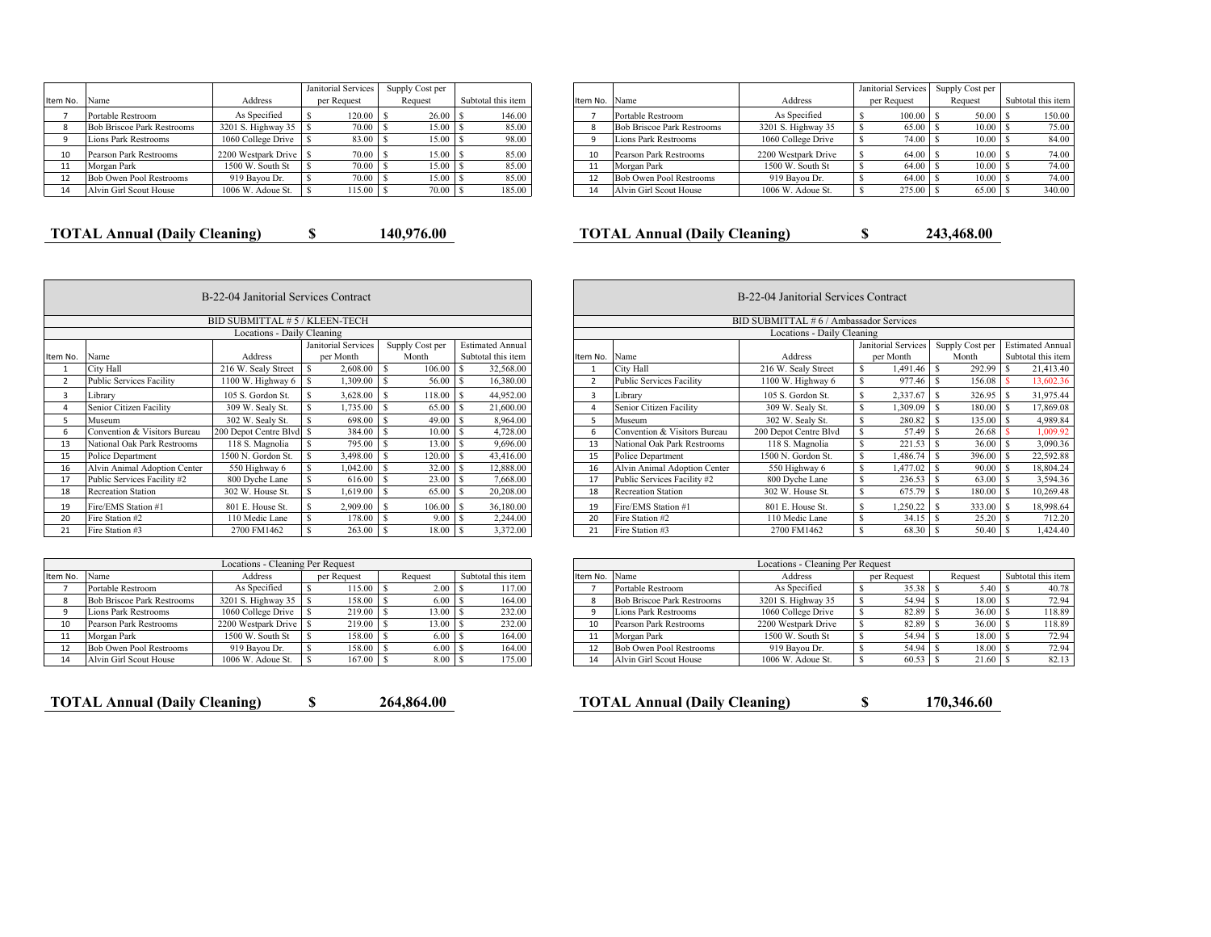| Item No. | Name | Address | Janitorial Services per Request | Supply Cost per Request | Subtotal this item |
|---|---|---|---|---|---|
| 7 | Portable Restroom | As Specified | $ 120.00 | $ 26.00 | $ 146.00 |
| 8 | Bob Briscoe Park Restrooms | 3201 S. Highway 35 | $ 70.00 | $ 15.00 | $ 85.00 |
| 9 | Lions Park Restrooms | 1060 College Drive | $ 83.00 | $ 15.00 | $ 98.00 |
| 10 | Pearson Park Restrooms | 2200 Westpark Drive | $ 70.00 | $ 15.00 | $ 85.00 |
| 11 | Morgan Park | 1500 W. South St | $ 70.00 | $ 15.00 | $ 85.00 |
| 12 | Bob Owen Pool Restrooms | 919 Bayou Dr. | $ 70.00 | $ 15.00 | $ 85.00 |
| 14 | Alvin Girl Scout House | 1006 W. Adoue St. | $ 115.00 | $ 70.00 | $ 185.00 |

**TOTAL Annual (Daily Cleaning) $ 140,976.00**

| Item No. | Name | Address | Janitorial Services per Request | Supply Cost per Request | Subtotal this item |
|---|---|---|---|---|---|
| 7 | Portable Restroom | As Specified | $ 100.00 | $ 50.00 | $ 150.00 |
| 8 | Bob Briscoe Park Restrooms | 3201 S. Highway 35 | $ 65.00 | $ 10.00 | $ 75.00 |
| 9 | Lions Park Restrooms | 1060 College Drive | $ 74.00 | $ 10.00 | $ 84.00 |
| 10 | Pearson Park Restrooms | 2200 Westpark Drive | $ 64.00 | $ 10.00 | $ 74.00 |
| 11 | Morgan Park | 1500 W. South St | $ 64.00 | $ 10.00 | $ 74.00 |
| 12 | Bob Owen Pool Restrooms | 919 Bayou Dr. | $ 64.00 | $ 10.00 | $ 74.00 |
| 14 | Alvin Girl Scout House | 1006 W. Adoue St. | $ 275.00 | $ 65.00 | $ 340.00 |

**TOTAL Annual (Daily Cleaning) $ 243,468.00**

## B-22-04 Janitorial Services Contract

### BID SUBMITTAL # 5 / KLEEN-TECH

Locations - Daily Cleaning

| Item No. | Name | Address | Janitorial Services per Month | Supply Cost per Month | Estimated Annual Subtotal this item |
|---|---|---|---|---|---|
| 1 | City Hall | 216 W. Sealy Street | $ 2,608.00 | $ 106.00 | $ 32,568.00 |
| 2 | Public Services Facility | 1100 W. Highway 6 | $ 1,309.00 | $ 56.00 | $ 16,380.00 |
| 3 | Library | 105 S. Gordon St. | $ 3,628.00 | $ 118.00 | $ 44,952.00 |
| 4 | Senior Citizen Facility | 309 W. Sealy St. | $ 1,735.00 | $ 65.00 | $ 21,600.00 |
| 5 | Museum | 302 W. Sealy St. | $ 698.00 | $ 49.00 | $ 8,964.00 |
| 6 | Convention & Visitors Bureau | 200 Depot Centre Blvd | $ 384.00 | $ 10.00 | $ 4,728.00 |
| 13 | National Oak Park Restrooms | 118 S. Magnolia | $ 795.00 | $ 13.00 | $ 9,696.00 |
| 15 | Police Department | 1500 N. Gordon St. | $ 3,498.00 | $ 120.00 | $ 43,416.00 |
| 16 | Alvin Animal Adoption Center | 550 Highway 6 | $ 1,042.00 | $ 32.00 | $ 12,888.00 |
| 17 | Public Services Facility #2 | 800 Dyche Lane | $ 616.00 | $ 23.00 | $ 7,668.00 |
| 18 | Recreation Station | 302 W. House St. | $ 1,619.00 | $ 65.00 | $ 20,208.00 |
| 19 | Fire/EMS Station #1 | 801 E. House St. | $ 2,909.00 | $ 106.00 | $ 36,180.00 |
| 20 | Fire Station #2 | 110 Medic Lane | $ 178.00 | $ 9.00 | $ 2,244.00 |
| 21 | Fire Station #3 | 2700 FM1462 | $ 263.00 | $ 18.00 | $ 3,372.00 |

Locations - Cleaning Per Request

| Item No. | Name | Address | per Request | Request | Subtotal this item |
|---|---|---|---|---|---|
| 7 | Portable Restroom | As Specified | $ 115.00 | $ 2.00 | $ 117.00 |
| 8 | Bob Briscoe Park Restrooms | 3201 S. Highway 35 | $ 158.00 | $ 6.00 | $ 164.00 |
| 9 | Lions Park Restrooms | 1060 College Drive | $ 219.00 | $ 13.00 | $ 232.00 |
| 10 | Pearson Park Restrooms | 2200 Westpark Drive | $ 219.00 | $ 13.00 | $ 232.00 |
| 11 | Morgan Park | 1500 W. South St | $ 158.00 | $ 6.00 | $ 164.00 |
| 12 | Bob Owen Pool Restrooms | 919 Bayou Dr. | $ 158.00 | $ 6.00 | $ 164.00 |
| 14 | Alvin Girl Scout House | 1006 W. Adoue St. | $ 167.00 | $ 8.00 | $ 175.00 |

**TOTAL Annual (Daily Cleaning) $ 264,864.00**

## B-22-04 Janitorial Services Contract

### BID SUBMITTAL # 6 / Ambassador Services

Locations - Daily Cleaning

| Item No. | Name | Address | Janitorial Services per Month | Supply Cost per Month | Estimated Annual Subtotal this item |
|---|---|---|---|---|---|
| 1 | City Hall | 216 W. Sealy Street | $ 1,491.46 | $ 292.99 | $ 21,413.40 |
| 2 | Public Services Facility | 1100 W. Highway 6 | $ 977.46 | $ 156.08 | $ 13,602.36 |
| 3 | Library | 105 S. Gordon St. | $ 2,337.67 | $ 326.95 | $ 31,975.44 |
| 4 | Senior Citizen Facility | 309 W. Sealy St. | $ 1,309.09 | $ 180.00 | $ 17,869.08 |
| 5 | Museum | 302 W. Sealy St. | $ 280.82 | $ 135.00 | $ 4,989.84 |
| 6 | Convention & Visitors Bureau | 200 Depot Centre Blvd | $ 57.49 | $ 26.68 | $ 1,009.92 |
| 13 | National Oak Park Restrooms | 118 S. Magnolia | $ 221.53 | $ 36.00 | $ 3,090.36 |
| 15 | Police Department | 1500 N. Gordon St. | $ 1,486.74 | $ 396.00 | $ 22,592.88 |
| 16 | Alvin Animal Adoption Center | 550 Highway 6 | $ 1,477.02 | $ 90.00 | $ 18,804.24 |
| 17 | Public Services Facility #2 | 800 Dyche Lane | $ 236.53 | $ 63.00 | $ 3,594.36 |
| 18 | Recreation Station | 302 W. House St. | $ 675.79 | $ 180.00 | $ 10,269.48 |
| 19 | Fire/EMS Station #1 | 801 E. House St. | $ 1,250.22 | $ 333.00 | $ 18,998.64 |
| 20 | Fire Station #2 | 110 Medic Lane | $ 34.15 | $ 25.20 | $ 712.20 |
| 21 | Fire Station #3 | 2700 FM1462 | $ 68.30 | $ 50.40 | $ 1,424.40 |

Locations - Cleaning Per Request

| Item No. | Name | Address | per Request | Request | Subtotal this item |
|---|---|---|---|---|---|
| 7 | Portable Restroom | As Specified | $ 35.38 | $ 5.40 | $ 40.78 |
| 8 | Bob Briscoe Park Restrooms | 3201 S. Highway 35 | $ 54.94 | $ 18.00 | $ 72.94 |
| 9 | Lions Park Restrooms | 1060 College Drive | $ 82.89 | $ 36.00 | $ 118.89 |
| 10 | Pearson Park Restrooms | 2200 Westpark Drive | $ 82.89 | $ 36.00 | $ 118.89 |
| 11 | Morgan Park | 1500 W. South St | $ 54.94 | $ 18.00 | $ 72.94 |
| 12 | Bob Owen Pool Restrooms | 919 Bayou Dr. | $ 54.94 | $ 18.00 | $ 72.94 |
| 14 | Alvin Girl Scout House | 1006 W. Adoue St. | $ 60.53 | $ 21.60 | $ 82.13 |

**TOTAL Annual (Daily Cleaning) $ 170,346.60**